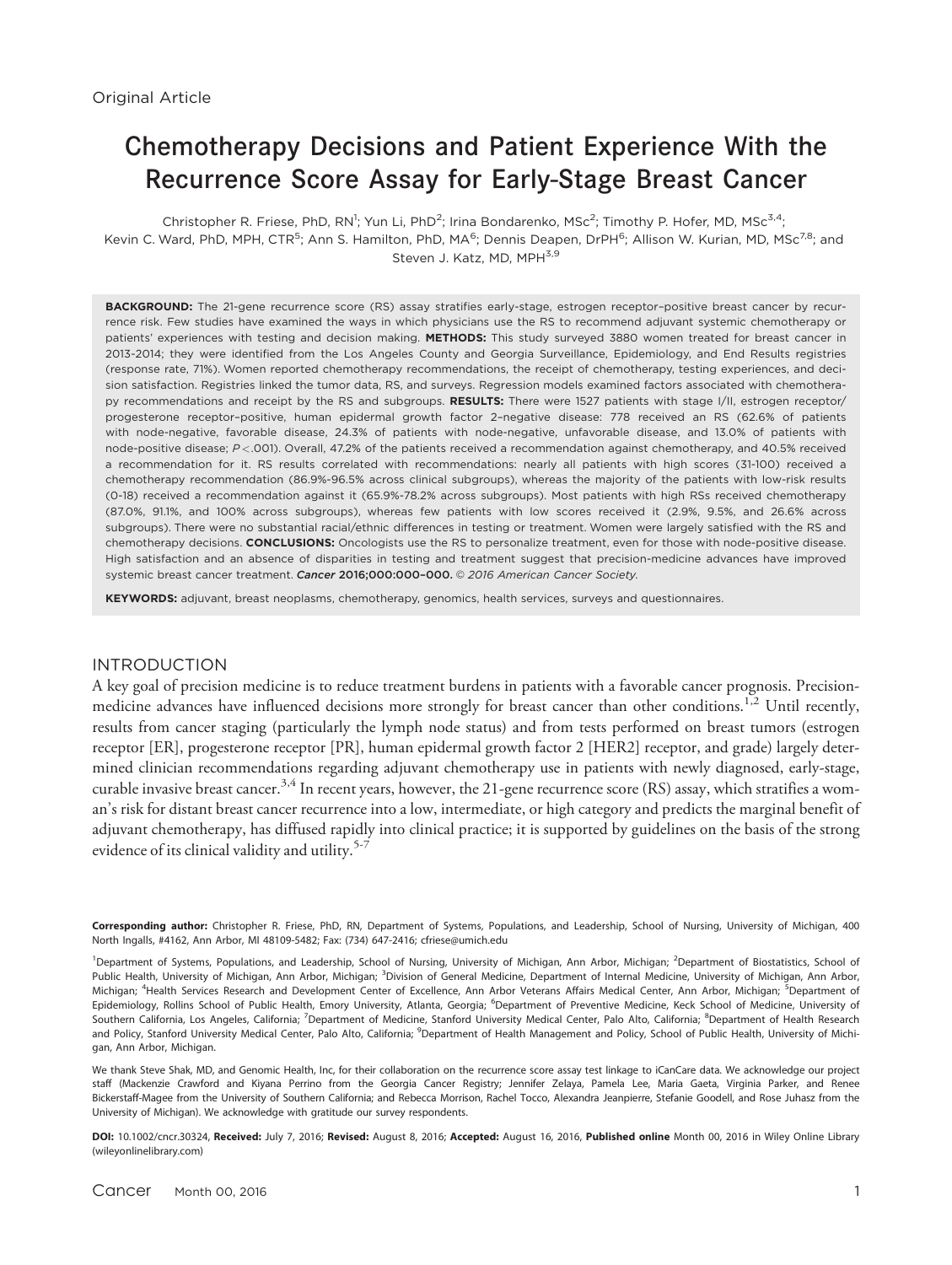Original Article

# Chemotherapy Decisions and Patient Experience With the Recurrence Score Assay for Early-Stage Breast Cancer

Christopher R. Friese, PhD, RN[1]; Yun Li, PhD[2]; Irina Bondarenko, MSc[2]; Timothy P. Hofer, MD, MSc[3,4]; Kevin C. Ward, PhD, MPH, CTR[5]; Ann S. Hamilton, PhD, MA[6]; Dennis Deapen, DrPH[6]; Allison W. Kurian, MD, MSc[7,8]; and Steven J. Katz, MD, MPH[3,9]

**BACKGROUND:** The 21-gene recurrence score (RS) assay stratifies early-stage, estrogen receptor–positive breast cancer by recurrence risk. Few studies have examined the ways in which physicians use the RS to recommend adjuvant systemic chemotherapy or patients' experiences with testing and decision making. **METHODS:** This study surveyed 3880 women treated for breast cancer in 2013-2014; they were identified from the Los Angeles County and Georgia Surveillance, Epidemiology, and End Results registries (response rate, 71%). Women reported chemotherapy recommendations, the receipt of chemotherapy, testing experiences, and decision satisfaction. Registries linked the tumor data, RS, and surveys. Regression models examined factors associated with chemotherapy recommendations and receipt by the RS and subgroups. **RESULTS:** There were 1527 patients with stage I/II, estrogen receptor/progesterone receptor–positive, human epidermal growth factor 2–negative disease: 778 received an RS (62.6% of patients with node-negative, favorable disease, 24.3% of patients with node-negative, unfavorable disease, and 13.0% of patients with node-positive disease; $P<.001$). Overall, 47.2% of the patients received a recommendation against chemotherapy, and 40.5% received a recommendation for it. RS results correlated with recommendations: nearly all patients with high scores (31-100) received a chemotherapy recommendation (86.9%-96.5% across clinical subgroups), whereas the majority of the patients with low-risk results (0-18) received a recommendation against it (65.9%-78.2% across subgroups). Most patients with high RSs received chemotherapy (87.0%, 91.1%, and 100% across subgroups), whereas few patients with low scores received it (2.9%, 9.5%, and 26.6% across subgroups). There were no substantial racial/ethnic differences in testing or treatment. Women were largely satisfied with the RS and chemotherapy decisions. **CONCLUSIONS:** Oncologists use the RS to personalize treatment, even for those with node-positive disease. High satisfaction and an absence of disparities in testing and treatment suggest that precision-medicine advances have improved systemic breast cancer treatment. ***Cancer* 2016;000:000–000.** *© 2016 American Cancer Society.*

**KEYWORDS:** adjuvant, breast neoplasms, chemotherapy, genomics, health services, surveys and questionnaires.

## INTRODUCTION

A key goal of precision medicine is to reduce treatment burdens in patients with a favorable cancer prognosis. Precision-medicine advances have influenced decisions more strongly for breast cancer than other conditions.[1,2] Until recently, results from cancer staging (particularly the lymph node status) and from tests performed on breast tumors (estrogen receptor [ER], progesterone receptor [PR], human epidermal growth factor 2 [HER2] receptor, and grade) largely determined clinician recommendations regarding adjuvant chemotherapy use in patients with newly diagnosed, early-stage, curable invasive breast cancer.[3,4] In recent years, however, the 21-gene recurrence score (RS) assay, which stratifies a woman's risk for distant breast cancer recurrence into a low, intermediate, or high category and predicts the marginal benefit of adjuvant chemotherapy, has diffused rapidly into clinical practice; it is supported by guidelines on the basis of the strong evidence of its clinical validity and utility.[5-7]

**Corresponding author:** Christopher R. Friese, PhD, RN, Department of Systems, Populations, and Leadership, School of Nursing, University of Michigan, 400 North Ingalls, #4162, Ann Arbor, MI 48109-5482; Fax: (734) 647-2416; cfriese@umich.edu

[1]Department of Systems, Populations, and Leadership, School of Nursing, University of Michigan, Ann Arbor, Michigan; [2]Department of Biostatistics, School of Public Health, University of Michigan, Ann Arbor, Michigan; [3]Division of General Medicine, Department of Internal Medicine, University of Michigan, Ann Arbor, Michigan; [4]Health Services Research and Development Center of Excellence, Ann Arbor Veterans Affairs Medical Center, Ann Arbor, Michigan; [5]Department of Epidemiology, Rollins School of Public Health, Emory University, Atlanta, Georgia; [6]Department of Preventive Medicine, Keck School of Medicine, University of Southern California, Los Angeles, California; [7]Department of Medicine, Stanford University Medical Center, Palo Alto, California; [8]Department of Health Research and Policy, Stanford University Medical Center, Palo Alto, California; [9]Department of Health Management and Policy, School of Public Health, University of Michigan, Ann Arbor, Michigan.

We thank Steve Shak, MD, and Genomic Health, Inc, for their collaboration on the recurrence score assay test linkage to iCanCare data. We acknowledge our project staff (Mackenzie Crawford and Kiyana Perrino from the Georgia Cancer Registry; Jennifer Zelaya, Pamela Lee, Maria Gaeta, Virginia Parker, and Renee Bickerstaff-Magee from the University of Southern California; and Rebecca Morrison, Rachel Tocco, Alexandra Jeanpierre, Stefanie Goodell, and Rose Juhasz from the University of Michigan). We acknowledge with gratitude our survey respondents.

**DOI:** 10.1002/cncr.30324, **Received:** July 7, 2016; **Revised:** August 8, 2016; **Accepted:** August 16, 2016, **Published online** Month 00, 2016 in Wiley Online Library (wileyonlinelibrary.com)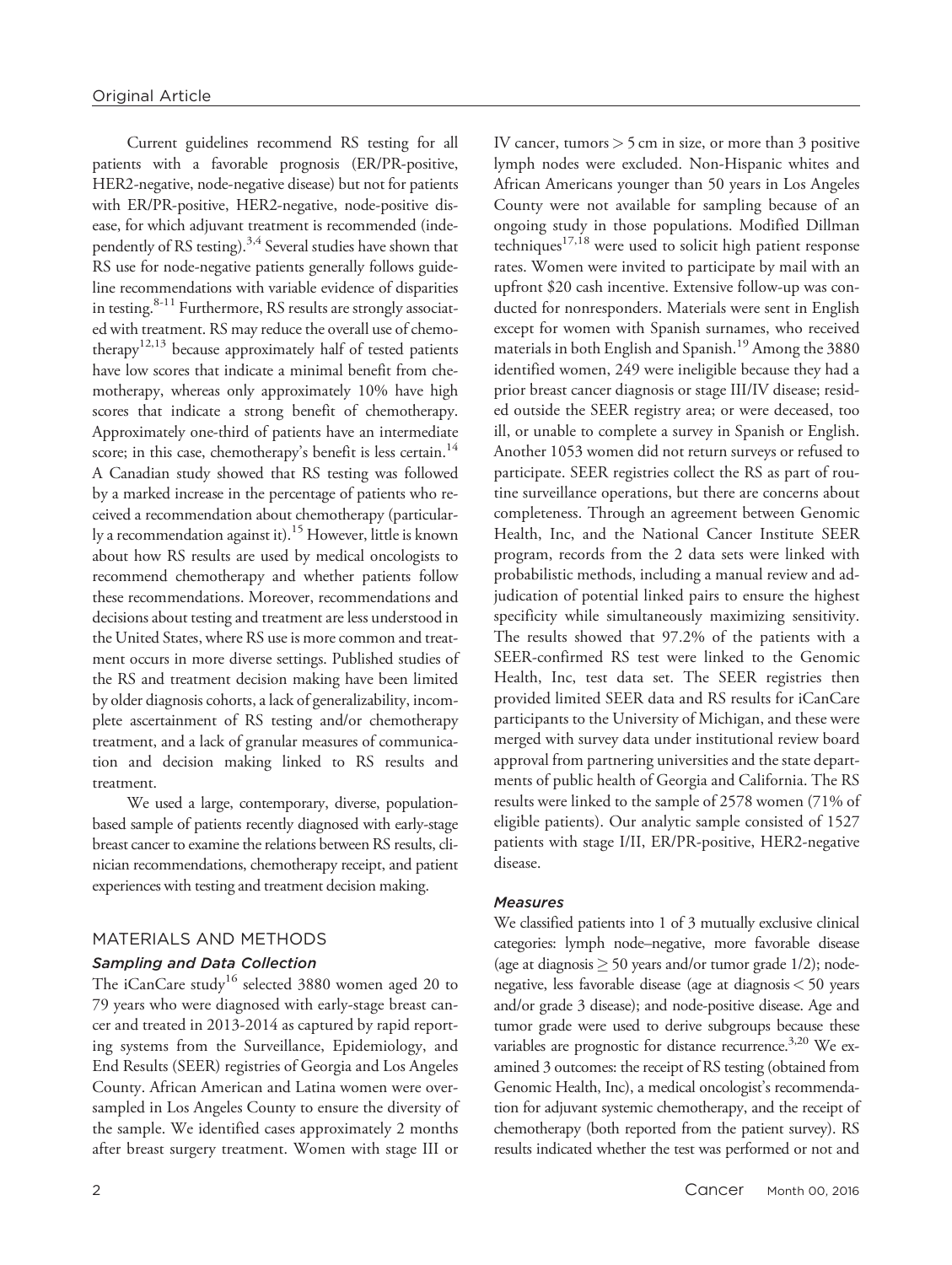Current guidelines recommend RS testing for all patients with a favorable prognosis (ER/PR-positive, HER2-negative, node-negative disease) but not for patients with ER/PR-positive, HER2-negative, node-positive disease, for which adjuvant treatment is recommended (independently of RS testing).[3,4] Several studies have shown that RS use for node-negative patients generally follows guideline recommendations with variable evidence of disparities in testing.[8-11] Furthermore, RS results are strongly associated with treatment. RS may reduce the overall use of chemotherapy[12,13] because approximately half of tested patients have low scores that indicate a minimal benefit from chemotherapy, whereas only approximately 10% have high scores that indicate a strong benefit of chemotherapy. Approximately one-third of patients have an intermediate score; in this case, chemotherapy's benefit is less certain.[14] A Canadian study showed that RS testing was followed by a marked increase in the percentage of patients who received a recommendation about chemotherapy (particularly a recommendation against it).[15] However, little is known about how RS results are used by medical oncologists to recommend chemotherapy and whether patients follow these recommendations. Moreover, recommendations and decisions about testing and treatment are less understood in the United States, where RS use is more common and treatment occurs in more diverse settings. Published studies of the RS and treatment decision making have been limited by older diagnosis cohorts, a lack of generalizability, incomplete ascertainment of RS testing and/or chemotherapy treatment, and a lack of granular measures of communication and decision making linked to RS results and treatment.

We used a large, contemporary, diverse, population-based sample of patients recently diagnosed with early-stage breast cancer to examine the relations between RS results, clinician recommendations, chemotherapy receipt, and patient experiences with testing and treatment decision making.

## MATERIALS AND METHODS

### Sampling and Data Collection

The iCanCare study[16] selected 3880 women aged 20 to 79 years who were diagnosed with early-stage breast cancer and treated in 2013-2014 as captured by rapid reporting systems from the Surveillance, Epidemiology, and End Results (SEER) registries of Georgia and Los Angeles County. African American and Latina women were oversampled in Los Angeles County to ensure the diversity of the sample. We identified cases approximately 2 months after breast surgery treatment. Women with stage III or IV cancer, tumors > 5 cm in size, or more than 3 positive lymph nodes were excluded. Non-Hispanic whites and African Americans younger than 50 years in Los Angeles County were not available for sampling because of an ongoing study in those populations. Modified Dillman techniques[17,18] were used to solicit high patient response rates. Women were invited to participate by mail with an upfront $20 cash incentive. Extensive follow-up was conducted for nonresponders. Materials were sent in English except for women with Spanish surnames, who received materials in both English and Spanish.[19] Among the 3880 identified women, 249 were ineligible because they had a prior breast cancer diagnosis or stage III/IV disease; resided outside the SEER registry area; or were deceased, too ill, or unable to complete a survey in Spanish or English. Another 1053 women did not return surveys or refused to participate. SEER registries collect the RS as part of routine surveillance operations, but there are concerns about completeness. Through an agreement between Genomic Health, Inc, and the National Cancer Institute SEER program, records from the 2 data sets were linked with probabilistic methods, including a manual review and adjudication of potential linked pairs to ensure the highest specificity while simultaneously maximizing sensitivity. The results showed that 97.2% of the patients with a SEER-confirmed RS test were linked to the Genomic Health, Inc, test data set. The SEER registries then provided limited SEER data and RS results for iCanCare participants to the University of Michigan, and these were merged with survey data under institutional review board approval from partnering universities and the state departments of public health of Georgia and California. The RS results were linked to the sample of 2578 women (71% of eligible patients). Our analytic sample consisted of 1527 patients with stage I/II, ER/PR-positive, HER2-negative disease.

### Measures

We classified patients into 1 of 3 mutually exclusive clinical categories: lymph node–negative, more favorable disease (age at diagnosis ≥ 50 years and/or tumor grade 1/2); node-negative, less favorable disease (age at diagnosis < 50 years and/or grade 3 disease); and node-positive disease. Age and tumor grade were used to derive subgroups because these variables are prognostic for distance recurrence.[3,20] We examined 3 outcomes: the receipt of RS testing (obtained from Genomic Health, Inc), a medical oncologist's recommendation for adjuvant systemic chemotherapy, and the receipt of chemotherapy (both reported from the patient survey). RS results indicated whether the test was performed or not and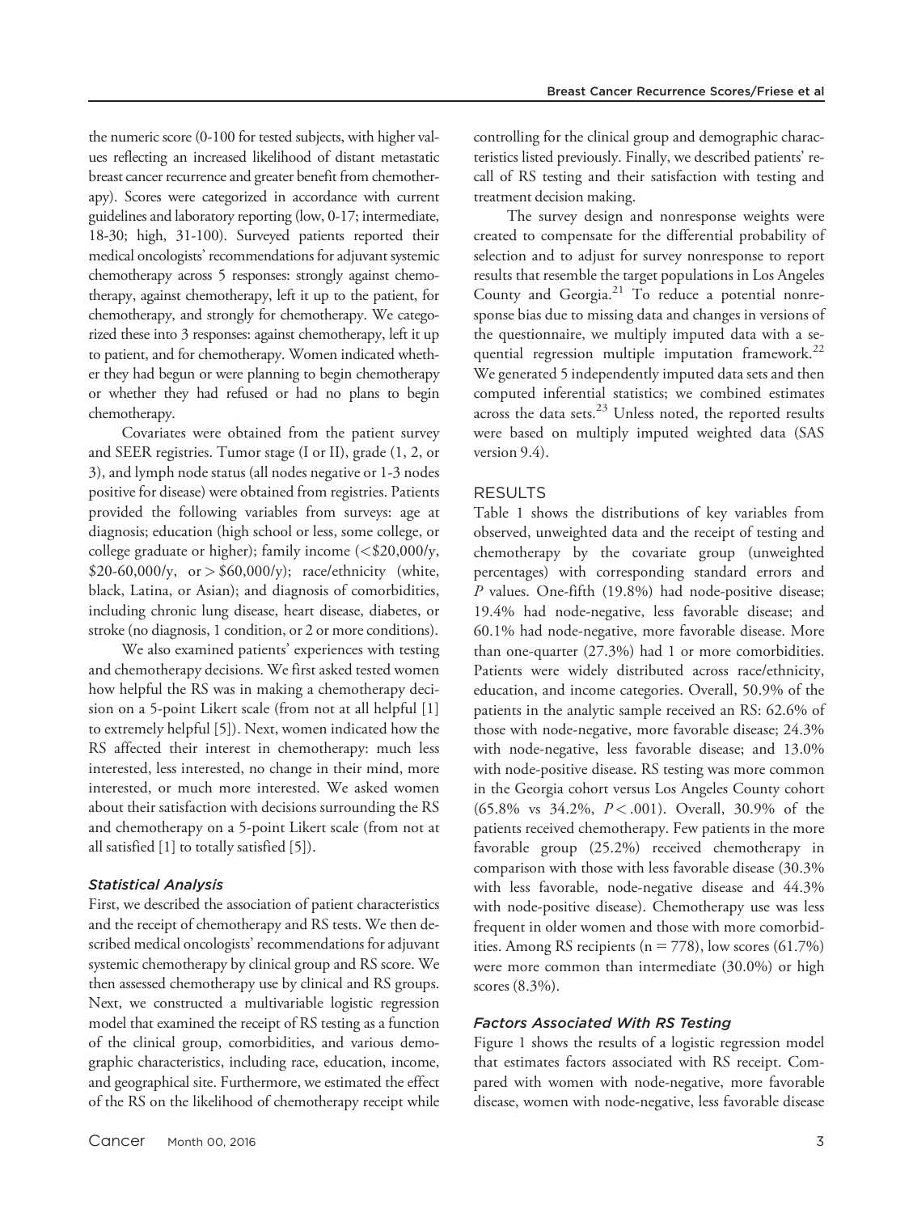the numeric score (0-100 for tested subjects, with higher values reflecting an increased likelihood of distant metastatic breast cancer recurrence and greater benefit from chemotherapy). Scores were categorized in accordance with current guidelines and laboratory reporting (low, 0-17; intermediate, 18-30; high, 31-100). Surveyed patients reported their medical oncologists' recommendations for adjuvant systemic chemotherapy across 5 responses: strongly against chemotherapy, against chemotherapy, left it up to the patient, for chemotherapy, and strongly for chemotherapy. We categorized these into 3 responses: against chemotherapy, left it up to patient, and for chemotherapy. Women indicated whether they had begun or were planning to begin chemotherapy or whether they had refused or had no plans to begin chemotherapy.

Covariates were obtained from the patient survey and SEER registries. Tumor stage (I or II), grade (1, 2, or 3), and lymph node status (all nodes negative or 1-3 nodes positive for disease) were obtained from registries. Patients provided the following variables from surveys: age at diagnosis; education (high school or less, some college, or college graduate or higher); family income (<\$20,000/y, \$20-60,000/y, or >\$60,000/y); race/ethnicity (white, black, Latina, or Asian); and diagnosis of comorbidities, including chronic lung disease, heart disease, diabetes, or stroke (no diagnosis, 1 condition, or 2 or more conditions).

We also examined patients' experiences with testing and chemotherapy decisions. We first asked tested women how helpful the RS was in making a chemotherapy decision on a 5-point Likert scale (from not at all helpful [1] to extremely helpful [5]). Next, women indicated how the RS affected their interest in chemotherapy: much less interested, less interested, no change in their mind, more interested, or much more interested. We asked women about their satisfaction with decisions surrounding the RS and chemotherapy on a 5-point Likert scale (from not at all satisfied [1] to totally satisfied [5]).

### *Statistical Analysis*

First, we described the association of patient characteristics and the receipt of chemotherapy and RS tests. We then described medical oncologists' recommendations for adjuvant systemic chemotherapy by clinical group and RS score. We then assessed chemotherapy use by clinical and RS groups. Next, we constructed a multivariable logistic regression model that examined the receipt of RS testing as a function of the clinical group, comorbidities, and various demographic characteristics, including race, education, income, and geographical site. Furthermore, we estimated the effect of the RS on the likelihood of chemotherapy receipt while controlling for the clinical group and demographic characteristics listed previously. Finally, we described patients' recall of RS testing and their satisfaction with testing and treatment decision making.

The survey design and nonresponse weights were created to compensate for the differential probability of selection and to adjust for survey nonresponse to report results that resemble the target populations in Los Angeles County and Georgia.[21] To reduce a potential nonresponse bias due to missing data and changes in versions of the questionnaire, we multiply imputed data with a sequential regression multiple imputation framework.[22] We generated 5 independently imputed data sets and then computed inferential statistics; we combined estimates across the data sets.[23] Unless noted, the reported results were based on multiply imputed weighted data (SAS version 9.4).

## RESULTS

Table 1 shows the distributions of key variables from observed, unweighted data and the receipt of testing and chemotherapy by the covariate group (unweighted percentages) with corresponding standard errors and $P$ values. One-fifth (19.8%) had node-positive disease; 19.4% had node-negative, less favorable disease; and 60.1% had node-negative, more favorable disease. More than one-quarter (27.3%) had 1 or more comorbidities. Patients were widely distributed across race/ethnicity, education, and income categories. Overall, 50.9% of the patients in the analytic sample received an RS: 62.6% of those with node-negative, more favorable disease; 24.3% with node-negative, less favorable disease; and 13.0% with node-positive disease. RS testing was more common in the Georgia cohort versus Los Angeles County cohort (65.8% vs 34.2%, $P < .001$). Overall, 30.9% of the patients received chemotherapy. Few patients in the more favorable group (25.2%) received chemotherapy in comparison with those with less favorable disease (30.3% with less favorable, node-negative disease and 44.3% with node-positive disease). Chemotherapy use was less frequent in older women and those with more comorbidities. Among RS recipients (n = 778), low scores (61.7%) were more common than intermediate (30.0%) or high scores (8.3%).

### *Factors Associated With RS Testing*

Figure 1 shows the results of a logistic regression model that estimates factors associated with RS receipt. Compared with women with node-negative, more favorable disease, women with node-negative, less favorable disease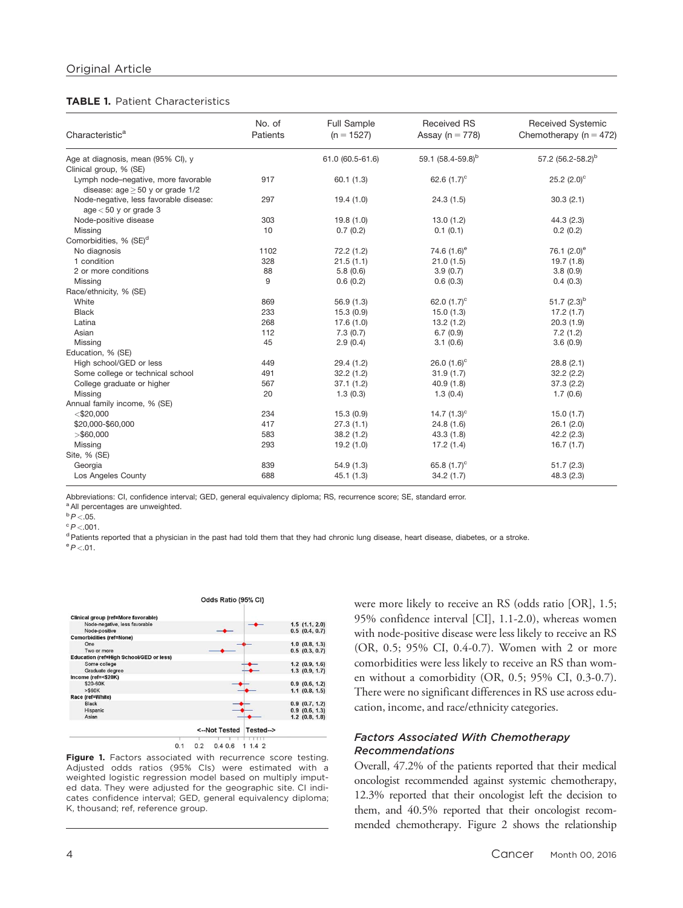**TABLE 1.** Patient Characteristics

| Characteristic[a] | No. of Patients | Full Sample (n = 1527) | Received RS Assay (n = 778) | Received Systemic Chemotherapy (n = 472) |
|---|---|---|---|---|
| Age at diagnosis, mean (95% CI), y | | 61.0 (60.5-61.6) | 59.1 (58.4-59.8)[b] | 57.2 (56.2-58.2)[b] |
| Clinical group, % (SE) | | | | |
| Lymph node–negative, more favorable disease: age ≥ 50 y or grade 1/2 | 917 | 60.1 (1.3) | 62.6 (1.7)[c] | 25.2 (2.0)[c] |
| Node-negative, less favorable disease: age < 50 y or grade 3 | 297 | 19.4 (1.0) | 24.3 (1.5) | 30.3 (2.1) |
| Node-positive disease | 303 | 19.8 (1.0) | 13.0 (1.2) | 44.3 (2.3) |
| Missing | 10 | 0.7 (0.2) | 0.1 (0.1) | 0.2 (0.2) |
| Comorbidities, % (SE)[d] | | | | |
| No diagnosis | 1102 | 72.2 (1.2) | 74.6 (1.6)[e] | 76.1 (2.0)[e] |
| 1 condition | 328 | 21.5 (1.1) | 21.0 (1.5) | 19.7 (1.8) |
| 2 or more conditions | 88 | 5.8 (0.6) | 3.9 (0.7) | 3.8 (0.9) |
| Missing | 9 | 0.6 (0.2) | 0.6 (0.3) | 0.4 (0.3) |
| Race/ethnicity, % (SE) | | | | |
| White | 869 | 56.9 (1.3) | 62.0 (1.7)[c] | 51.7 (2.3)[b] |
| Black | 233 | 15.3 (0.9) | 15.0 (1.3) | 17.2 (1.7) |
| Latina | 268 | 17.6 (1.0) | 13.2 (1.2) | 20.3 (1.9) |
| Asian | 112 | 7.3 (0.7) | 6.7 (0.9) | 7.2 (1.2) |
| Missing | 45 | 2.9 (0.4) | 3.1 (0.6) | 3.6 (0.9) |
| Education, % (SE) | | | | |
| High school/GED or less | 449 | 29.4 (1.2) | 26.0 (1.6)[c] | 28.8 (2.1) |
| Some college or technical school | 491 | 32.2 (1.2) | 31.9 (1.7) | 32.2 (2.2) |
| College graduate or higher | 567 | 37.1 (1.2) | 40.9 (1.8) | 37.3 (2.2) |
| Missing | 20 | 1.3 (0.3) | 1.3 (0.4) | 1.7 (0.6) |
| Annual family income, % (SE) | | | | |
| <$20,000 | 234 | 15.3 (0.9) | 14.7 (1.3)[c] | 15.0 (1.7) |
| $20,000-$60,000 | 417 | 27.3 (1.1) | 24.8 (1.6) | 26.1 (2.0) |
| >$60,000 | 583 | 38.2 (1.2) | 43.3 (1.8) | 42.2 (2.3) |
| Missing | 293 | 19.2 (1.0) | 17.2 (1.4) | 16.7 (1.7) |
| Site, % (SE) | | | | |
| Georgia | 839 | 54.9 (1.3) | 65.8 (1.7)[c] | 51.7 (2.3) |
| Los Angeles County | 688 | 45.1 (1.3) | 34.2 (1.7) | 48.3 (2.3) |

Abbreviations: CI, confidence interval; GED, general equivalency diploma; RS, recurrence score; SE, standard error.
[a] All percentages are unweighted.
[b] $P < .05$.
[c] $P < .001$.
[d] Patients reported that a physician in the past had told them that they had chronic lung disease, heart disease, diabetes, or a stroke.
[e] $P < .01$.

**Figure 1.** Factors associated with recurrence score testing. Adjusted odds ratios (95% CIs) were estimated with a weighted logistic regression model based on multiply imputed data. They were adjusted for the geographic site. CI indicates confidence interval; GED, general equivalency diploma; K, thousand; ref, reference group.

were more likely to receive an RS (odds ratio [OR], 1.5; 95% confidence interval [CI], 1.1-2.0), whereas women with node-positive disease were less likely to receive an RS (OR, 0.5; 95% CI, 0.4-0.7). Women with 2 or more comorbidities were less likely to receive an RS than women without a comorbidity (OR, 0.5; 95% CI, 0.3-0.7). There were no significant differences in RS use across education, income, and race/ethnicity categories.

### *Factors Associated With Chemotherapy Recommendations*

Overall, 47.2% of the patients reported that their medical oncologist recommended against systemic chemotherapy, 12.3% reported that their oncologist left the decision to them, and 40.5% reported that their oncologist recommended chemotherapy. Figure 2 shows the relationship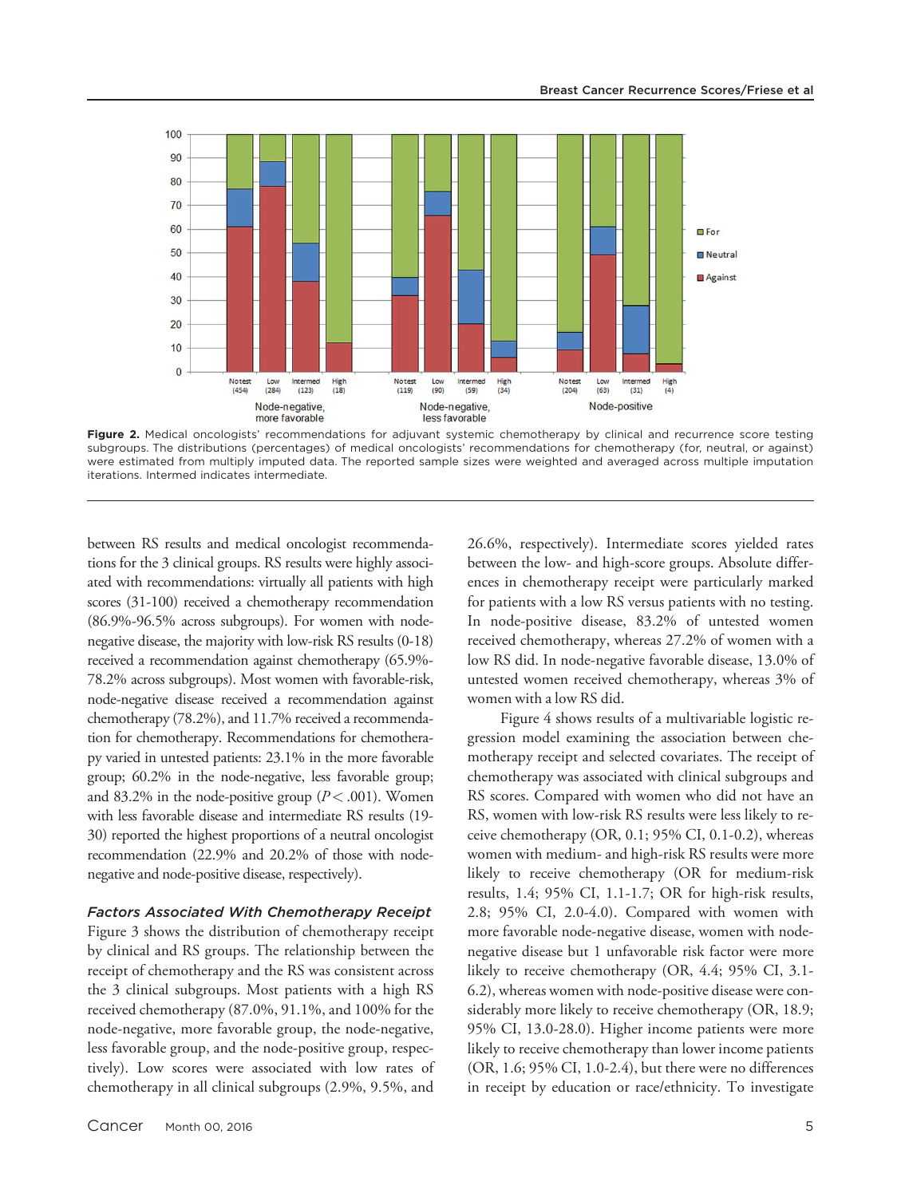**Figure 2.** Medical oncologists' recommendations for adjuvant systemic chemotherapy by clinical and recurrence score testing subgroups. The distributions (percentages) of medical oncologists' recommendations for chemotherapy (for, neutral, or against) were estimated from multiply imputed data. The reported sample sizes were weighted and averaged across multiple imputation iterations. Intermed indicates intermediate.

between RS results and medical oncologist recommendations for the 3 clinical groups. RS results were highly associated with recommendations: virtually all patients with high scores (31-100) received a chemotherapy recommendation (86.9%-96.5% across subgroups). For women with node-negative disease, the majority with low-risk RS results (0-18) received a recommendation against chemotherapy (65.9%-78.2% across subgroups). Most women with favorable-risk, node-negative disease received a recommendation against chemotherapy (78.2%), and 11.7% received a recommendation for chemotherapy. Recommendations for chemotherapy varied in untested patients: 23.1% in the more favorable group; 60.2% in the node-negative, less favorable group; and 83.2% in the node-positive group ($P < .001$). Women with less favorable disease and intermediate RS results (19-30) reported the highest proportions of a neutral oncologist recommendation (22.9% and 20.2% of those with node-negative and node-positive disease, respectively).

### *Factors Associated With Chemotherapy Receipt*

Figure 3 shows the distribution of chemotherapy receipt by clinical and RS groups. The relationship between the receipt of chemotherapy and the RS was consistent across the 3 clinical subgroups. Most patients with a high RS received chemotherapy (87.0%, 91.1%, and 100% for the node-negative, more favorable group, the node-negative, less favorable group, and the node-positive group, respectively). Low scores were associated with low rates of chemotherapy in all clinical subgroups (2.9%, 9.5%, and 26.6%, respectively). Intermediate scores yielded rates between the low- and high-score groups. Absolute differences in chemotherapy receipt were particularly marked for patients with a low RS versus patients with no testing. In node-positive disease, 83.2% of untested women received chemotherapy, whereas 27.2% of women with a low RS did. In node-negative favorable disease, 13.0% of untested women received chemotherapy, whereas 3% of women with a low RS did.

Figure 4 shows results of a multivariable logistic regression model examining the association between chemotherapy receipt and selected covariates. The receipt of chemotherapy was associated with clinical subgroups and RS scores. Compared with women who did not have an RS, women with low-risk RS results were less likely to receive chemotherapy (OR, 0.1; 95% CI, 0.1-0.2), whereas women with medium- and high-risk RS results were more likely to receive chemotherapy (OR for medium-risk results, 1.4; 95% CI, 1.1-1.7; OR for high-risk results, 2.8; 95% CI, 2.0-4.0). Compared with women with more favorable node-negative disease, women with node-negative disease but 1 unfavorable risk factor were more likely to receive chemotherapy (OR, 4.4; 95% CI, 3.1-6.2), whereas women with node-positive disease were considerably more likely to receive chemotherapy (OR, 18.9; 95% CI, 13.0-28.0). Higher income patients were more likely to receive chemotherapy than lower income patients (OR, 1.6; 95% CI, 1.0-2.4), but there were no differences in receipt by education or race/ethnicity. To investigate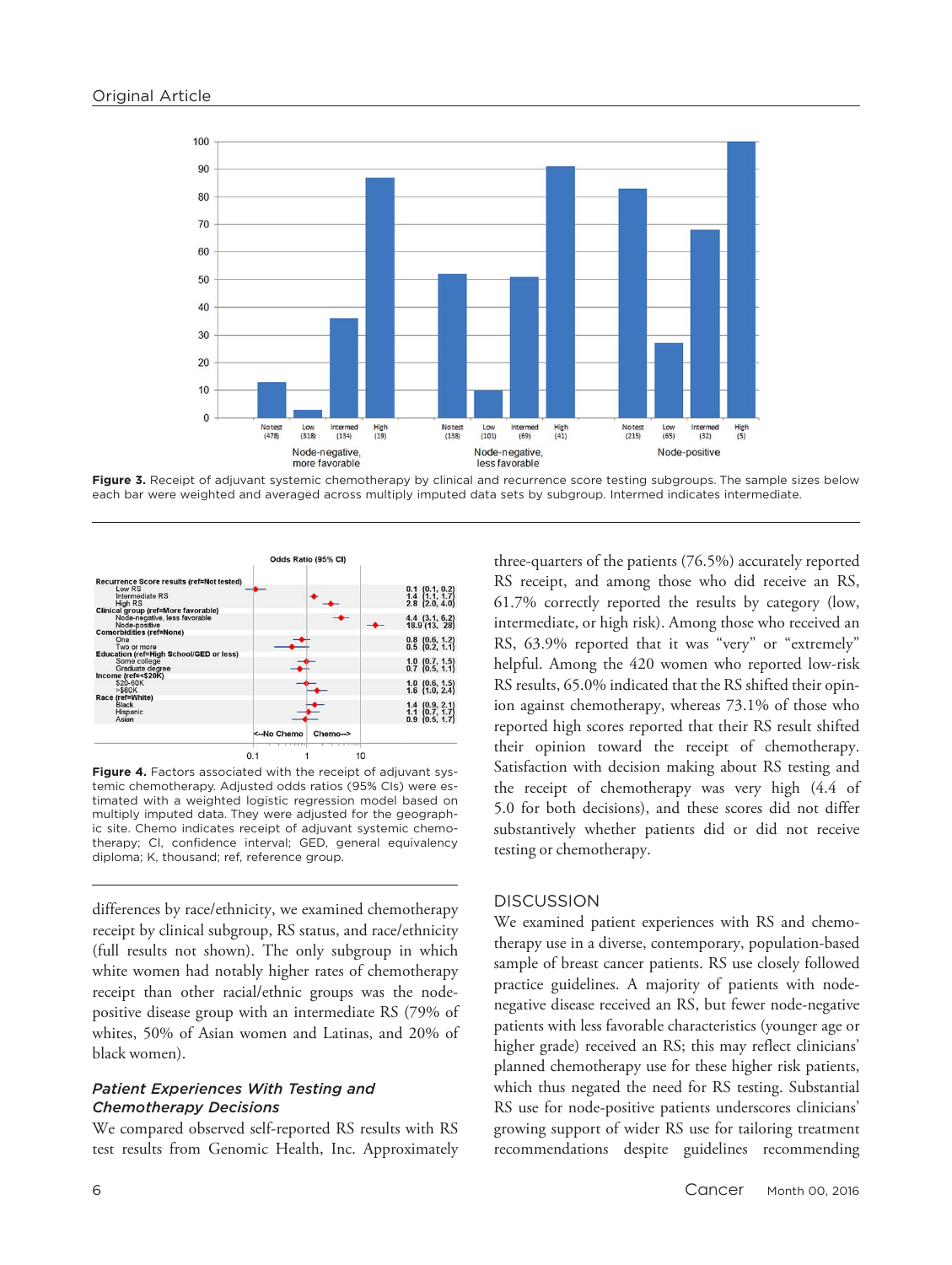Figure 3. Receipt of adjuvant systemic chemotherapy by clinical and recurrence score testing subgroups. The sample sizes below each bar were weighted and averaged across multiply imputed data sets by subgroup. Intermed indicates intermediate.

Figure 4. Factors associated with the receipt of adjuvant systemic chemotherapy. Adjusted odds ratios (95% CIs) were estimated with a weighted logistic regression model based on multiply imputed data. They were adjusted for the geographic site. Chemo indicates receipt of adjuvant systemic chemotherapy; CI, confidence interval; GED, general equivalency diploma; K, thousand; ref, reference group.

differences by race/ethnicity, we examined chemotherapy receipt by clinical subgroup, RS status, and race/ethnicity (full results not shown). The only subgroup in which white women had notably higher rates of chemotherapy receipt than other racial/ethnic groups was the node-positive disease group with an intermediate RS (79% of whites, 50% of Asian women and Latinas, and 20% of black women).

### *Patient Experiences With Testing and Chemotherapy Decisions*

We compared observed self-reported RS results with RS test results from Genomic Health, Inc. Approximately three-quarters of the patients (76.5%) accurately reported RS receipt, and among those who did receive an RS, 61.7% correctly reported the results by category (low, intermediate, or high risk). Among those who received an RS, 63.9% reported that it was "very" or "extremely" helpful. Among the 420 women who reported low-risk RS results, 65.0% indicated that the RS shifted their opinion against chemotherapy, whereas 73.1% of those who reported high scores reported that their RS result shifted their opinion toward the receipt of chemotherapy. Satisfaction with decision making about RS testing and the receipt of chemotherapy was very high (4.4 of 5.0 for both decisions), and these scores did not differ substantively whether patients did or did not receive testing or chemotherapy.

## DISCUSSION

We examined patient experiences with RS and chemotherapy use in a diverse, contemporary, population-based sample of breast cancer patients. RS use closely followed practice guidelines. A majority of patients with node-negative disease received an RS, but fewer node-negative patients with less favorable characteristics (younger age or higher grade) received an RS; this may reflect clinicians' planned chemotherapy use for these higher risk patients, which thus negated the need for RS testing. Substantial RS use for node-positive patients underscores clinicians' growing support of wider RS use for tailoring treatment recommendations despite guidelines recommending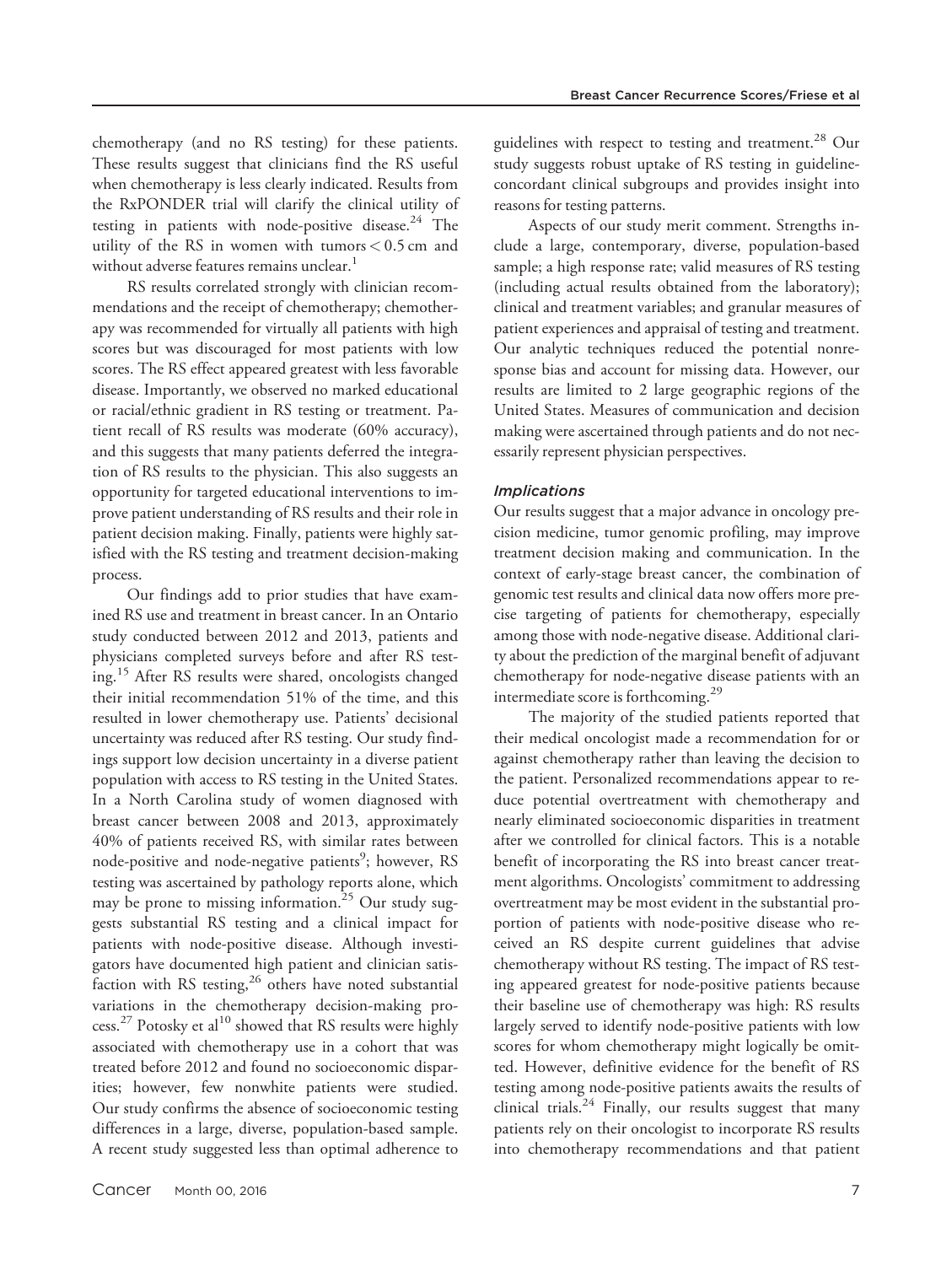chemotherapy (and no RS testing) for these patients. These results suggest that clinicians find the RS useful when chemotherapy is less clearly indicated. Results from the RxPONDER trial will clarify the clinical utility of testing in patients with node-positive disease.[24] The utility of the RS in women with tumors < 0.5 cm and without adverse features remains unclear.[1]

RS results correlated strongly with clinician recommendations and the receipt of chemotherapy; chemotherapy was recommended for virtually all patients with high scores but was discouraged for most patients with low scores. The RS effect appeared greatest with less favorable disease. Importantly, we observed no marked educational or racial/ethnic gradient in RS testing or treatment. Patient recall of RS results was moderate (60% accuracy), and this suggests that many patients deferred the integration of RS results to the physician. This also suggests an opportunity for targeted educational interventions to improve patient understanding of RS results and their role in patient decision making. Finally, patients were highly satisfied with the RS testing and treatment decision-making process.

Our findings add to prior studies that have examined RS use and treatment in breast cancer. In an Ontario study conducted between 2012 and 2013, patients and physicians completed surveys before and after RS testing.[15] After RS results were shared, oncologists changed their initial recommendation 51% of the time, and this resulted in lower chemotherapy use. Patients' decisional uncertainty was reduced after RS testing. Our study findings support low decision uncertainty in a diverse patient population with access to RS testing in the United States. In a North Carolina study of women diagnosed with breast cancer between 2008 and 2013, approximately 40% of patients received RS, with similar rates between node-positive and node-negative patients[9]; however, RS testing was ascertained by pathology reports alone, which may be prone to missing information.[25] Our study suggests substantial RS testing and a clinical impact for patients with node-positive disease. Although investigators have documented high patient and clinician satisfaction with RS testing,[26] others have noted substantial variations in the chemotherapy decision-making process.[27] Potosky et al[10] showed that RS results were highly associated with chemotherapy use in a cohort that was treated before 2012 and found no socioeconomic disparities; however, few nonwhite patients were studied. Our study confirms the absence of socioeconomic testing differences in a large, diverse, population-based sample. A recent study suggested less than optimal adherence to guidelines with respect to testing and treatment.[28] Our study suggests robust uptake of RS testing in guideline-concordant clinical subgroups and provides insight into reasons for testing patterns.

Aspects of our study merit comment. Strengths include a large, contemporary, diverse, population-based sample; a high response rate; valid measures of RS testing (including actual results obtained from the laboratory); clinical and treatment variables; and granular measures of patient experiences and appraisal of testing and treatment. Our analytic techniques reduced the potential nonresponse bias and account for missing data. However, our results are limited to 2 large geographic regions of the United States. Measures of communication and decision making were ascertained through patients and do not necessarily represent physician perspectives.

### *Implications*

Our results suggest that a major advance in oncology precision medicine, tumor genomic profiling, may improve treatment decision making and communication. In the context of early-stage breast cancer, the combination of genomic test results and clinical data now offers more precise targeting of patients for chemotherapy, especially among those with node-negative disease. Additional clarity about the prediction of the marginal benefit of adjuvant chemotherapy for node-negative disease patients with an intermediate score is forthcoming.[29]

The majority of the studied patients reported that their medical oncologist made a recommendation for or against chemotherapy rather than leaving the decision to the patient. Personalized recommendations appear to reduce potential overtreatment with chemotherapy and nearly eliminated socioeconomic disparities in treatment after we controlled for clinical factors. This is a notable benefit of incorporating the RS into breast cancer treatment algorithms. Oncologists' commitment to addressing overtreatment may be most evident in the substantial proportion of patients with node-positive disease who received an RS despite current guidelines that advise chemotherapy without RS testing. The impact of RS testing appeared greatest for node-positive patients because their baseline use of chemotherapy was high: RS results largely served to identify node-positive patients with low scores for whom chemotherapy might logically be omitted. However, definitive evidence for the benefit of RS testing among node-positive patients awaits the results of clinical trials.[24] Finally, our results suggest that many patients rely on their oncologist to incorporate RS results into chemotherapy recommendations and that patient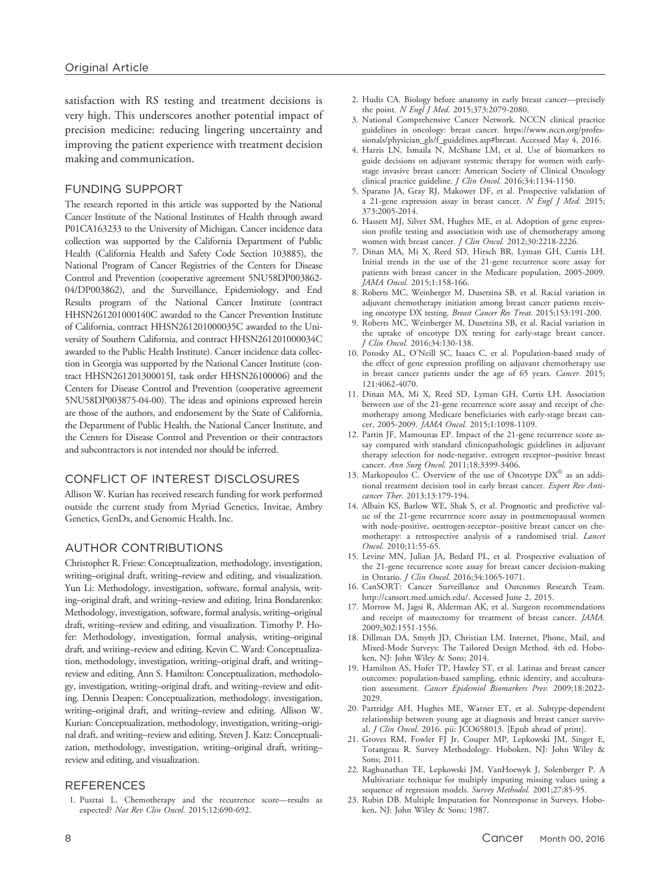satisfaction with RS testing and treatment decisions is very high. This underscores another potential impact of precision medicine: reducing lingering uncertainty and improving the patient experience with treatment decision making and communication.

## FUNDING SUPPORT

The research reported in this article was supported by the National Cancer Institute of the National Institutes of Health through award P01CA163233 to the University of Michigan. Cancer incidence data collection was supported by the California Department of Public Health (California Health and Safety Code Section 103885), the National Program of Cancer Registries of the Centers for Disease Control and Prevention (cooperative agreement 5NU58DP003862-04/DP003862), and the Surveillance, Epidemiology, and End Results program of the National Cancer Institute (contract HHSN261201000140C awarded to the Cancer Prevention Institute of California, contract HHSN261201000035C awarded to the University of Southern California, and contract HHSN261201000034C awarded to the Public Health Institute). Cancer incidence data collection in Georgia was supported by the National Cancer Institute (contract HHSN261201300015I, task order HHSN26100006) and the Centers for Disease Control and Prevention (cooperative agreement 5NU58DP003875-04-00). The ideas and opinions expressed herein are those of the authors, and endorsement by the State of California, the Department of Public Health, the National Cancer Institute, and the Centers for Disease Control and Prevention or their contractors and subcontractors is not intended nor should be inferred.

## CONFLICT OF INTEREST DISCLOSURES

Allison W. Kurian has received research funding for work performed outside the current study from Myriad Genetics, Invitae, Ambry Genetics, GenDx, and Genomic Health, Inc.

## AUTHOR CONTRIBUTIONS

Christopher R. Friese: Conceptualization, methodology, investigation, writing–original draft, writing–review and editing, and visualization. Yun Li: Methodology, investigation, software, formal analysis, writing–original draft, and writing–review and editing. Irina Bondarenko: Methodology, investigation, software, formal analysis, writing–original draft, writing–review and editing, and visualization. Timothy P. Hofer: Methodology, investigation, formal analysis, writing–original draft, and writing–review and editing. Kevin C. Ward: Conceptualization, methodology, investigation, writing–original draft, and writing–review and editing. Ann S. Hamilton: Conceptualization, methodology, investigation, writing–original draft, and writing–review and editing. Dennis Deapen: Conceptualization, methodology, investigation, writing–original draft, and writing–review and editing. Allison W. Kurian: Conceptualization, methodology, investigation, writing–original draft, and writing–review and editing. Steven J. Katz: Conceptualization, methodology, investigation, writing–original draft, writing–review and editing, and visualization.

## REFERENCES

1. Pusztai L. Chemotherapy and the recurrence score—results as expected? *Nat Rev Clin Oncol.* 2015;12:690-692.
2. Hudis CA. Biology before anatomy in early breast cancer—precisely the point. *N Engl J Med.* 2015;373:2079-2080.
3. National Comprehensive Cancer Network. NCCN clinical practice guidelines in oncology: breast cancer. https://www.nccn.org/professionals/physician_gls/f_guidelines.asp#breast. Accessed May 4, 2016.
4. Harris LN, Ismaila N, McShane LM, et al. Use of biomarkers to guide decisions on adjuvant systemic therapy for women with early-stage invasive breast cancer: American Society of Clinical Oncology clinical practice guideline. *J Clin Oncol.* 2016;34:1134-1150.
5. Sparano JA, Gray RJ, Makower DF, et al. Prospective validation of a 21-gene expression assay in breast cancer. *N Engl J Med.* 2015; 373:2005-2014.
6. Hassett MJ, Silver SM, Hughes ME, et al. Adoption of gene expression profile testing and association with use of chemotherapy among women with breast cancer. *J Clin Oncol.* 2012;30:2218-2226.
7. Dinan MA, Mi X, Reed SD, Hirsch BR, Lyman GH, Curtis LH. Initial trends in the use of the 21-gene recurrence score assay for patients with breast cancer in the Medicare population, 2005-2009. *JAMA Oncol.* 2015;1:158-166.
8. Roberts MC, Weinberger M, Dusetzina SB, et al. Racial variation in adjuvant chemotherapy initiation among breast cancer patients receiving oncotype DX testing. *Breast Cancer Res Treat.* 2015;153:191-200.
9. Roberts MC, Weinberger M, Dusetzina SB, et al. Racial variation in the uptake of oncotype DX testing for early-stage breast cancer. *J Clin Oncol.* 2016;34:130-138.
10. Potosky AL, O'Neill SC, Isaacs C, et al. Population-based study of the effect of gene expression profiling on adjuvant chemotherapy use in breast cancer patients under the age of 65 years. *Cancer.* 2015; 121:4062-4070.
11. Dinan MA, Mi X, Reed SD, Lyman GH, Curtis LH. Association between use of the 21-gene recurrence score assay and receipt of chemotherapy among Medicare beneficiaries with early-stage breast cancer, 2005-2009. *JAMA Oncol.* 2015;1:1098-1109.
12. Partin JF, Mamounas EP. Impact of the 21-gene recurrence score assay compared with standard clinicopathologic guidelines in adjuvant therapy selection for node-negative, estrogen receptor–positive breast cancer. *Ann Surg Oncol.* 2011;18:3399-3406.
13. Markopoulos C. Overview of the use of Oncotype DX® as an additional treatment decision tool in early breast cancer. *Expert Rev Anticancer Ther.* 2013;13:179-194.
14. Albain KS, Barlow WE, Shak S, et al. Prognostic and predictive value of the 21-gene recurrence score assay in postmenopausal women with node-positive, oestrogen-receptor–positive breast cancer on chemotherapy: a retrospective analysis of a randomised trial. *Lancet Oncol.* 2010;11:55-65.
15. Levine MN, Julian JA, Bedard PL, et al. Prospective evaluation of the 21-gene recurrence score assay for breast cancer decision-making in Ontario. *J Clin Oncol.* 2016;34:1065-1071.
16. CanSORT: Cancer Surveillance and Outcomes Research Team. http://cansort.med.umich.edu/. Accessed June 2, 2015.
17. Morrow M, Jagsi R, Alderman AK, et al. Surgeon recommendations and receipt of mastectomy for treatment of breast cancer. *JAMA.* 2009;302:1551-1556.
18. Dillman DA, Smyth JD, Christian LM. Internet, Phone, Mail, and Mixed-Mode Surveys: The Tailored Design Method. 4th ed. Hoboken, NJ: John Wiley & Sons; 2014.
19. Hamilton AS, Hofer TP, Hawley ST, et al. Latinas and breast cancer outcomes: population-based sampling, ethnic identity, and acculturation assessment. *Cancer Epidemiol Biomarkers Prev.* 2009;18:2022-2029.
20. Partridge AH, Hughes ME, Warner ET, et al. Subtype-dependent relationship between young age at diagnosis and breast cancer survival. *J Clin Oncol.* 2016. pii: JCO658013. [Epub ahead of print].
21. Groves RM, Fowler FJ Jr, Couper MP, Lepkowski JM, Singer E, Torangeau R. Survey Methodology. Hoboken, NJ: John Wiley & Sons; 2011.
22. Raghunathan TE, Lepkowski JM, VanHoewyk J, Solenberger P. A Multivariate technique for multiply imputing missing values using a sequence of regression models. *Survey Methodol.* 2001;27:85-95.
23. Rubin DB. Multiple Imputation for Nonresponse in Surveys. Hoboken, NJ: John Wiley & Sons; 1987.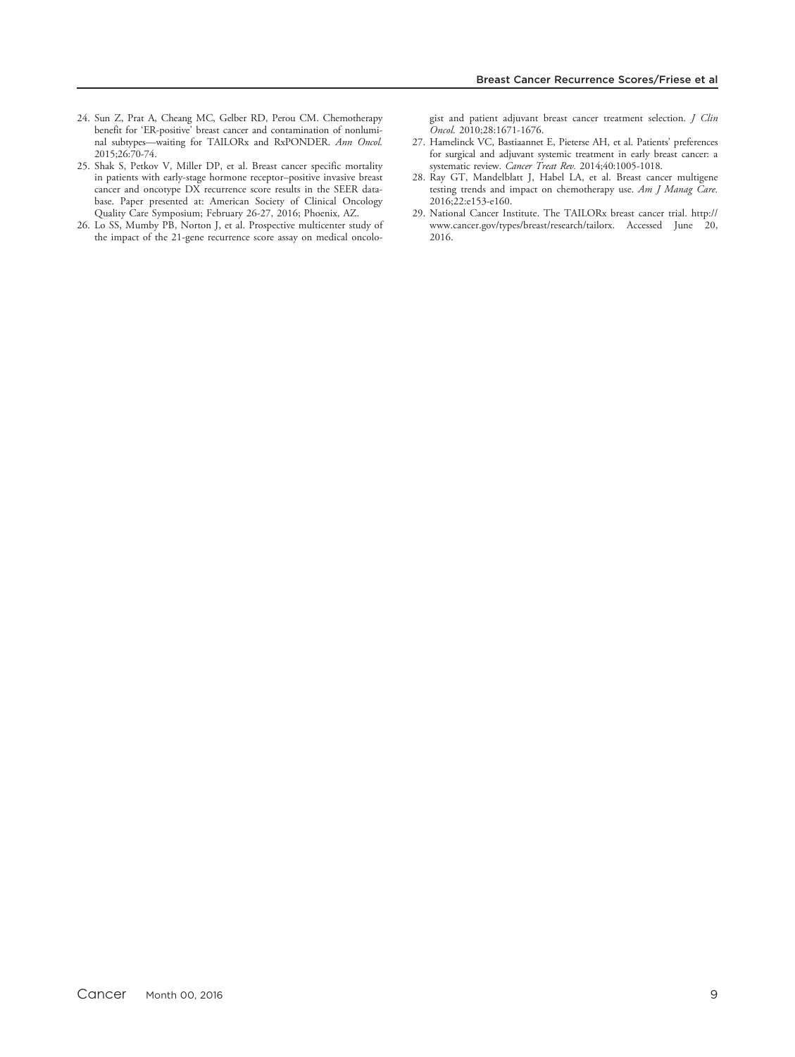24. Sun Z, Prat A, Cheang MC, Gelber RD, Perou CM. Chemotherapy benefit for 'ER-positive' breast cancer and contamination of nonluminal subtypes—waiting for TAILORx and RxPONDER. *Ann Oncol.* 2015;26:70-74.
25. Shak S, Petkov V, Miller DP, et al. Breast cancer specific mortality in patients with early-stage hormone receptor–positive invasive breast cancer and oncotype DX recurrence score results in the SEER database. Paper presented at: American Society of Clinical Oncology Quality Care Symposium; February 26-27, 2016; Phoenix, AZ.
26. Lo SS, Mumby PB, Norton J, et al. Prospective multicenter study of the impact of the 21-gene recurrence score assay on medical oncologist and patient adjuvant breast cancer treatment selection. *J Clin Oncol.* 2010;28:1671-1676.
27. Hamelinck VC, Bastiaannet E, Pieterse AH, et al. Patients' preferences for surgical and adjuvant systemic treatment in early breast cancer: a systematic review. *Cancer Treat Rev.* 2014;40:1005-1018.
28. Ray GT, Mandelblatt J, Habel LA, et al. Breast cancer multigene testing trends and impact on chemotherapy use. *Am J Manag Care.* 2016;22:e153-e160.
29. National Cancer Institute. The TAILORx breast cancer trial. http://www.cancer.gov/types/breast/research/tailorx. Accessed June 20, 2016.